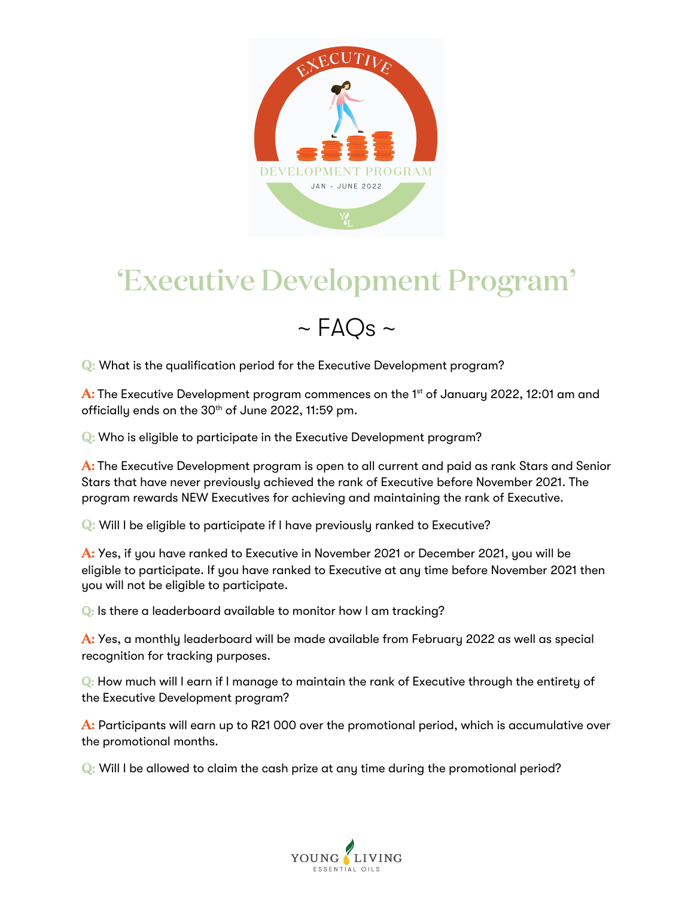# 'Executive Development Program'

## ~ FAQs ~

**Q:** What is the qualification period for the Executive Development program?

**A:** The Executive Development program commences on the 1st of January 2022, 12:01 am and officially ends on the 30th of June 2022, 11:59 pm.

**Q:** Who is eligible to participate in the Executive Development program?

**A:** The Executive Development program is open to all current and paid as rank Stars and Senior Stars that have never previously achieved the rank of Executive before November 2021. The program rewards NEW Executives for achieving and maintaining the rank of Executive.

**Q:** Will I be eligible to participate if I have previously ranked to Executive?

**A:** Yes, if you have ranked to Executive in November 2021 or December 2021, you will be eligible to participate. If you have ranked to Executive at any time before November 2021 then you will not be eligible to participate.

**Q:** Is there a leaderboard available to monitor how I am tracking?

**A:** Yes, a monthly leaderboard will be made available from February 2022 as well as special recognition for tracking purposes.

**Q:** How much will I earn if I manage to maintain the rank of Executive through the entirety of the Executive Development program?

**A:** Participants will earn up to R21 000 over the promotional period, which is accumulative over the promotional months.

**Q:** Will I be allowed to claim the cash prize at any time during the promotional period?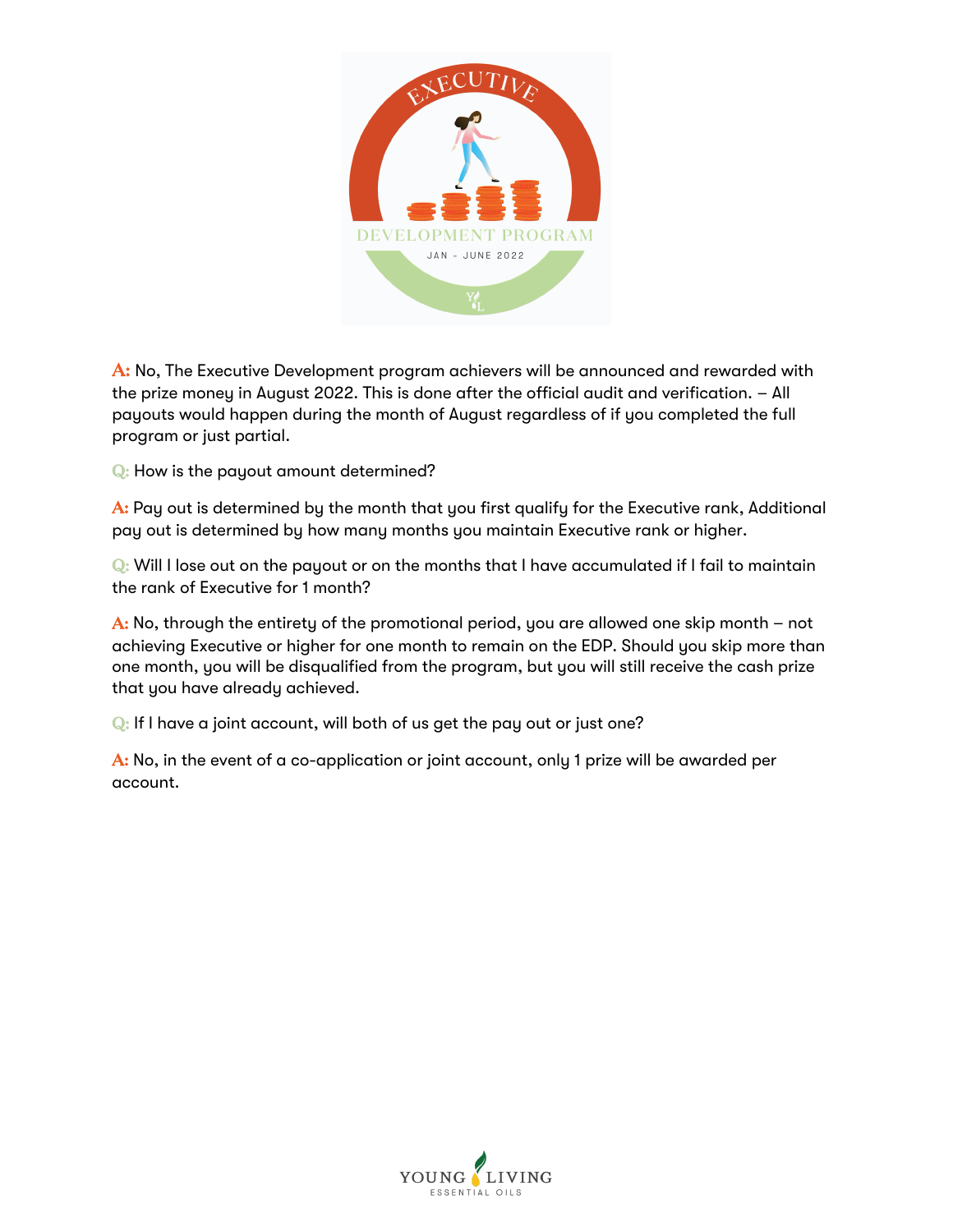**A:** No, The Executive Development program achievers will be announced and rewarded with the prize money in August 2022. This is done after the official audit and verification. – All payouts would happen during the month of August regardless of if you completed the full program or just partial.

**Q:** How is the payout amount determined?

**A:** Pay out is determined by the month that you first qualify for the Executive rank, Additional pay out is determined by how many months you maintain Executive rank or higher.

**Q:** Will I lose out on the payout or on the months that I have accumulated if I fail to maintain the rank of Executive for 1 month?

**A:** No, through the entirety of the promotional period, you are allowed one skip month – not achieving Executive or higher for one month to remain on the EDP. Should you skip more than one month, you will be disqualified from the program, but you will still receive the cash prize that you have already achieved.

**Q:** If I have a joint account, will both of us get the pay out or just one?

**A:** No, in the event of a co-application or joint account, only 1 prize will be awarded per account.